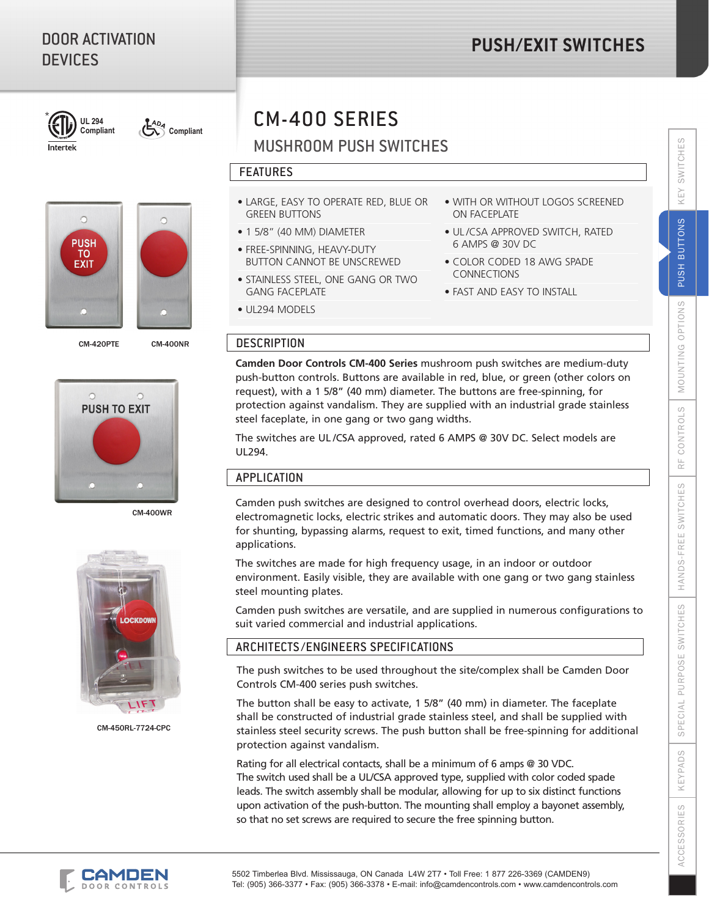# DOOR ACTIVATION DEVICES

## PUSH/EXIT SWITCHES

UL 294 Compliant

Intertek

ADA Compliant

CM-420PTE

CM-400NR

CM-400WR

CM-450RL-7724-CPC

# CM-400 SERIES

## MUSHROOM PUSH SWITCHES

### FEATURES

- LARGE, EASY TO OPERATE RED, BLUE OR GREEN BUTTONS
- 1 5/8" (40 MM) DIAMETER
- FREE-SPINNING, HEAVY-DUTY BUTTON CANNOT BE UNSCREWED
- STAINLESS STEEL, ONE GANG OR TWO GANG FACEPLATE
- UL294 MODELS
- WITH OR WITHOUT LOGOS SCREENED ON FACEPLATE
- UL/CSA APPROVED SWITCH, RATED 6 AMPS @ 30V DC
- COLOR CODED 18 AWG SPADE CONNECTIONS
- FAST AND EASY TO INSTALL

### DESCRIPTION

**Camden Door Controls CM-400 Series** mushroom push switches are medium-duty push-button controls. Buttons are available in red, blue, or green (other colors on request), with a 1 5/8" (40 mm) diameter. The buttons are free-spinning, for protection against vandalism. They are supplied with an industrial grade stainless steel faceplate, in one gang or two gang widths.

The switches are UL/CSA approved, rated 6 AMPS @ 30V DC. Select models are UL294.

### APPLICATION

Camden push switches are designed to control overhead doors, electric locks, electromagnetic locks, electric strikes and automatic doors. They may also be used for shunting, bypassing alarms, request to exit, timed functions, and many other applications.

The switches are made for high frequency usage, in an indoor or outdoor environment. Easily visible, they are available with one gang or two gang stainless steel mounting plates.

Camden push switches are versatile, and are supplied in numerous configurations to suit varied commercial and industrial applications.

### ARCHITECTS/ENGINEERS SPECIFICATIONS

The push switches to be used throughout the site/complex shall be Camden Door Controls CM-400 series push switches.

The button shall be easy to activate, 1 5/8" (40 mm) in diameter. The faceplate shall be constructed of industrial grade stainless steel, and shall be supplied with stainless steel security screws. The push button shall be free-spinning for additional protection against vandalism.

Rating for all electrical contacts, shall be a minimum of 6 amps @ 30 VDC.
The switch used shall be a UL/CSA approved type, supplied with color coded spade leads. The switch assembly shall be modular, allowing for up to six distinct functions upon activation of the push-button. The mounting shall employ a bayonet assembly, so that no set screws are required to secure the free spinning button.

CAMDEN DOOR CONTROLS

5502 Timberlea Blvd. Mississauga, ON Canada L4W 2T7 • Toll Free: 1 877 226-3369 (CAMDEN9)
Tel: (905) 366-3377 • Fax: (905) 366-3378 • E-mail: info@camdencontrols.com • www.camdencontrols.com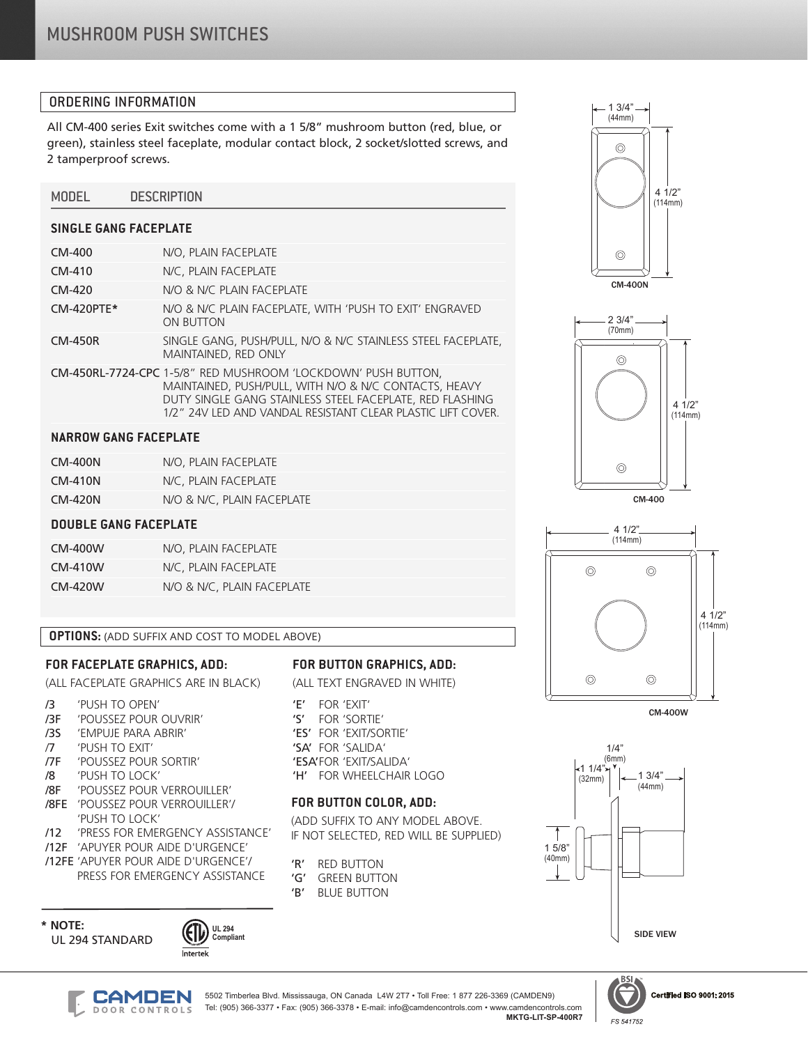# MUSHROOM PUSH SWITCHES

## ORDERING INFORMATION

All CM-400 series Exit switches come with a 1 5/8" mushroom button (red, blue, or green), stainless steel faceplate, modular contact block, 2 socket/slotted screws, and 2 tamperproof screws.

| MODEL | DESCRIPTION |
|---|---|
| **SINGLE GANG FACEPLATE** | |
| CM-400 | N/O, PLAIN FACEPLATE |
| CM-410 | N/C, PLAIN FACEPLATE |
| CM-420 | N/O & N/C PLAIN FACEPLATE |
| CM-420PTE* | N/O & N/C PLAIN FACEPLATE, WITH 'PUSH TO EXIT' ENGRAVED ON BUTTON |
| CM-450R | SINGLE GANG, PUSH/PULL, N/O & N/C STAINLESS STEEL FACEPLATE, MAINTAINED, RED ONLY |
| CM-450RL-7724-CPC | 1-5/8" RED MUSHROOM 'LOCKDOWN' PUSH BUTTON, MAINTAINED, PUSH/PULL, WITH N/O & N/C CONTACTS, HEAVY DUTY SINGLE GANG STAINLESS STEEL FACEPLATE, RED FLASHING 1/2" 24V LED AND VANDAL RESISTANT CLEAR PLASTIC LIFT COVER. |
| **NARROW GANG FACEPLATE** | |
| CM-400N | N/O, PLAIN FACEPLATE |
| CM-410N | N/C, PLAIN FACEPLATE |
| CM-420N | N/O & N/C, PLAIN FACEPLATE |
| **DOUBLE GANG FACEPLATE** | |
| CM-400W | N/O, PLAIN FACEPLATE |
| CM-410W | N/C, PLAIN FACEPLATE |
| CM-420W | N/O & N/C, PLAIN FACEPLATE |

## OPTIONS: (ADD SUFFIX AND COST TO MODEL ABOVE)

### FOR FACEPLATE GRAPHICS, ADD:

(ALL FACEPLATE GRAPHICS ARE IN BLACK)

- /3 'PUSH TO OPEN'
- /3F 'POUSSEZ POUR OUVRIR'
- /3S 'EMPUJE PARA ABRIR'
- /7 'PUSH TO EXIT'
- /7F 'POUSSEZ POUR SORTIR'
- /8 'PUSH TO LOCK'
- /8F 'POUSSEZ POUR VERROUILLER'
- /8FE 'POUSSEZ POUR VERROUILLER'/ 'PUSH TO LOCK'
- /12 'PRESS FOR EMERGENCY ASSISTANCE'
- /12F 'APUYER POUR AIDE D'URGENCE'
- /12FE 'APUYER POUR AIDE D'URGENCE'/ PRESS FOR EMERGENCY ASSISTANCE

### FOR BUTTON GRAPHICS, ADD:

(ALL TEXT ENGRAVED IN WHITE)

- 'E' FOR 'EXIT'
- 'S' FOR 'SORTIE'
- 'ES' FOR 'EXIT/SORTIE'
- 'SA' FOR 'SALIDA'
- 'ESA' FOR 'EXIT/SALIDA'
- 'H' FOR WHEELCHAIR LOGO

### FOR BUTTON COLOR, ADD:

(ADD SUFFIX TO ANY MODEL ABOVE. IF NOT SELECTED, RED WILL BE SUPPLIED)

- 'R' RED BUTTON
- 'G' GREEN BUTTON
- 'B' BLUE BUTTON

**\* NOTE:**
UL 294 STANDARD

UL 294 Compliant
Intertek

1 3/4" (44mm)
4 1/2" (114mm)
CM-400N

2 3/4" (70mm)
4 1/2" (114mm)
CM-400

4 1/2" (114mm)
4 1/2" (114mm)
CM-400W

1/4" (6mm)
1 1/4" (32mm)
1 3/4" (44mm)
1 5/8" (40mm)
SIDE VIEW

CAMDEN DOOR CONTROLS
5502 Timberlea Blvd. Mississauga, ON Canada L4W 2T7 • Toll Free: 1 877 226-3369 (CAMDEN9)
Tel: (905) 366-3377 • Fax: (905) 366-3378 • E-mail: info@camdencontrols.com • www.camdencontrols.com
MKTG-LIT-SP-400R7

BSI Certified ISO 9001: 2015
FS 541752